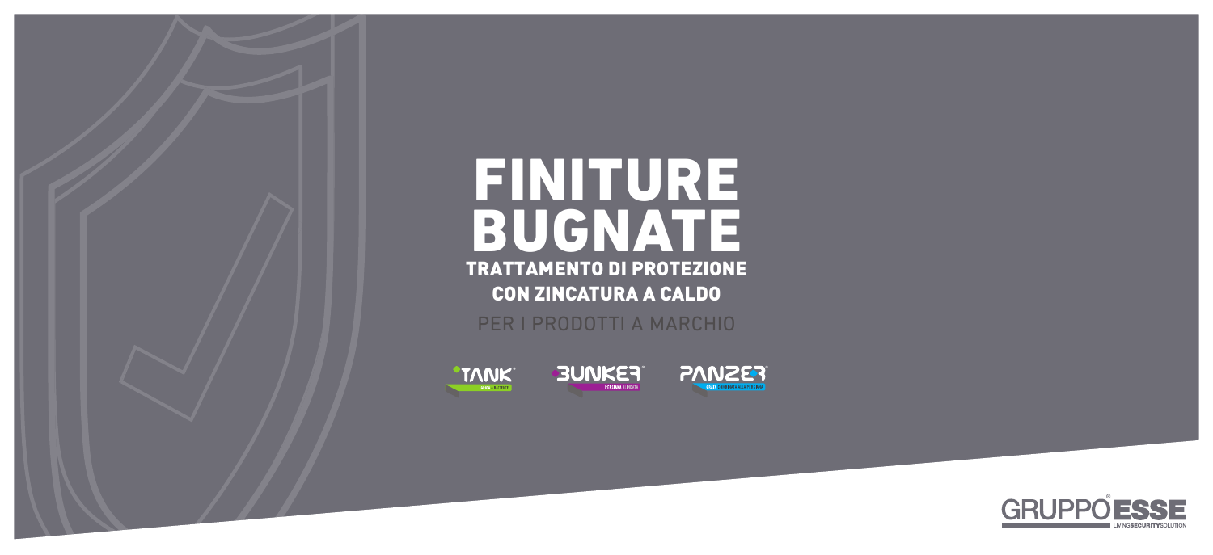# FINITURE BUGNATE

## TRATTAMENTO DI PROTEZIONE CON ZINCATURA A CALDO

PER I PRODOTTI A MARCHIO

TANK — GRATA A BATTENTE

BUNKER — PERSIANA BLINDATA

PANZER — GRATA CORAZZATA ALLA PERSIANA

GRUPPO ESSE — LIVING SECURITY SOLUTION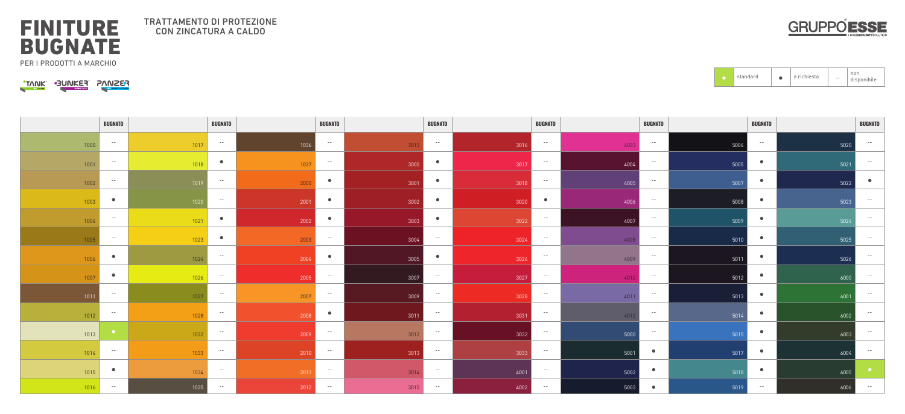# FINITURE BUGNATE

PER I PRODOTTI A MARCHIO

TANK · BUNKER · PANZER

## TRATTAMENTO DI PROTEZIONE CON ZINCATURA A CALDO

GRUPPO ESSE

| Simbolo | Significato |
|---|---|
| ● (verde) | standard |
| ● | a richiesta |
| -- | non disponibile |

| | BUGNATO | | BUGNATO | | BUGNATO | | BUGNATO | | BUGNATO | | BUGNATO | | BUGNATO | | BUGNATO |
|---|---|---|---|---|---|---|---|---|---|---|---|---|---|---|---|
| 1000 | -- | 1017 | -- | 1036 | -- | 2013 | -- | 3016 | -- | 4003 | -- | 5004 | -- | 5020 | -- |
| 1001 | -- | 1018 | ● | 1037 | -- | 3000 | ● | 3017 | -- | 4004 | -- | 5005 | ● | 5021 | -- |
| 1002 | -- | 1019 | -- | 2000 | ● | 3001 | ● | 3018 | -- | 4005 | -- | 5007 | ● | 5022 | ● |
| 1003 | ● | 1020 | -- | 2001 | ● | 3002 | ● | 3020 | ● | 4006 | -- | 5008 | ● | 5023 | -- |
| 1004 | -- | 1021 | ● | 2002 | ● | 3003 | ● | 3022 | -- | 4007 | -- | 5009 | ● | 5024 | -- |
| 1005 | -- | 1023 | ● | 2003 | -- | 3004 | -- | 3024 | -- | 4008 | -- | 5010 | ● | 5025 | -- |
| 1006 | ● | 1024 | -- | 2004 | ● | 3005 | ● | 3026 | -- | 4009 | -- | 5011 | ● | 5026 | -- |
| 1007 | ● | 1026 | -- | 2005 | -- | 3007 | -- | 3027 | -- | 4010 | -- | 5012 | ● | 6000 | -- |
| 1011 | -- | 1027 | -- | 2007 | -- | 3009 | -- | 3028 | -- | 4011 | -- | 5013 | ● | 6001 | -- |
| 1012 | -- | 1028 | -- | 2008 | ● | 3011 | -- | 3031 | -- | 4012 | -- | 5014 | ● | 6002 | -- |
| 1013 | ● (standard) | 1032 | -- | 2009 | -- | 3012 | -- | 3032 | -- | 5000 | -- | 5015 | ● | 6003 | -- |
| 1014 | -- | 1033 | -- | 2010 | -- | 3013 | -- | 3033 | -- | 5001 | ● | 5017 | ● | 6004 | -- |
| 1015 | ● | 1034 | -- | 2011 | -- | 3014 | -- | 4001 | -- | 5002 | ● | 5018 | ● | 6005 | ● (standard) |
| 1016 | -- | 1035 | -- | 2012 | -- | 3015 | -- | 4002 | -- | 5003 | ● | 5019 | -- | 6006 | -- |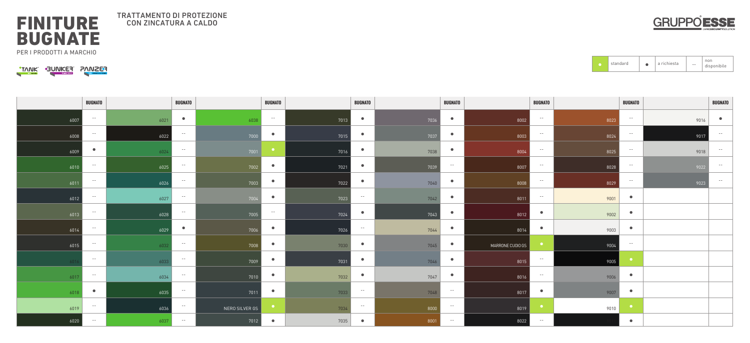# FINITURE BUGNATE

PER I PRODOTTI A MARCHIO

TANK · BUNKER · PANZER

## TRATTAMENTO DI PROTEZIONE CON ZINCATURA A CALDO

GRUPPOESSE

| | | | | | |
|---|---|---|---|---|---|
| ● | standard | ● | a richiesta | -- | non disponibile |

| | BUGNATO | | BUGNATO | | BUGNATO | | BUGNATO | | BUGNATO | | BUGNATO | | BUGNATO | | BUGNATO |
|---|---|---|---|---|---|---|---|---|---|---|---|---|---|---|---|
| 6007 | -- | 6021 | ● | 6038 | -- | 7013 | ● | 7036 | ● | 8002 | -- | 8023 | -- | 9016 | ● |
| 6008 | -- | 6022 | -- | 7000 | ● | 7015 | ● | 7037 | ● | 8003 | -- | 8024 | -- | 9017 | -- |
| 6009 | ● | 6024 | -- | 7001 | ● | 7016 | ● | 7038 | ● | 8004 | -- | 8025 | -- | 9018 | -- |
| 6010 | -- | 6025 | -- | 7002 | ● | 7021 | ● | 7039 | -- | 8007 | -- | 8028 | -- | 9022 | -- |
| 6011 | -- | 6026 | -- | 7003 | ● | 7022 | ● | 7040 | ● | 8008 | -- | 8029 | -- | 9023 | -- |
| 6012 | -- | 6027 | -- | 7004 | ● | 7023 | -- | 7042 | ● | 8011 | -- | 9001 | ● | | |
| 6013 | -- | 6028 | -- | 7005 | -- | 7024 | ● | 7043 | ● | 8012 | ● | 9002 | ● | | |
| 6014 | -- | 6029 | ● | 7006 | ● | 7026 | -- | 7044 | ● | 8014 | ● | 9003 | ● | | |
| 6015 | -- | 6032 | -- | 7008 | ● | 7030 | ● | 7045 | ● | MARRONE CUOIO GS | ● | 9004 | -- | | |
| 6016 | -- | 6033 | -- | 7009 | ● | 7031 | ● | 7046 | ● | 8015 | -- | 9005 | ● | | |
| 6017 | -- | 6034 | -- | 7010 | ● | 7032 | ● | 7047 | ● | 8016 | -- | 9006 | ● | | |
| 6018 | ● | 6035 | -- | 7011 | ● | 7033 | -- | 7048 | -- | 8017 | ● | 9007 | ● | | |
| 6019 | -- | 6036 | -- | NERO SILVER GS | ● | 7034 | -- | 8000 | -- | 8019 | ● | 9010 | ● | | |
| 6020 | -- | 6037 | -- | 7012 | ● | 7035 | ● | 8001 | -- | 8022 | -- | | ● | | |